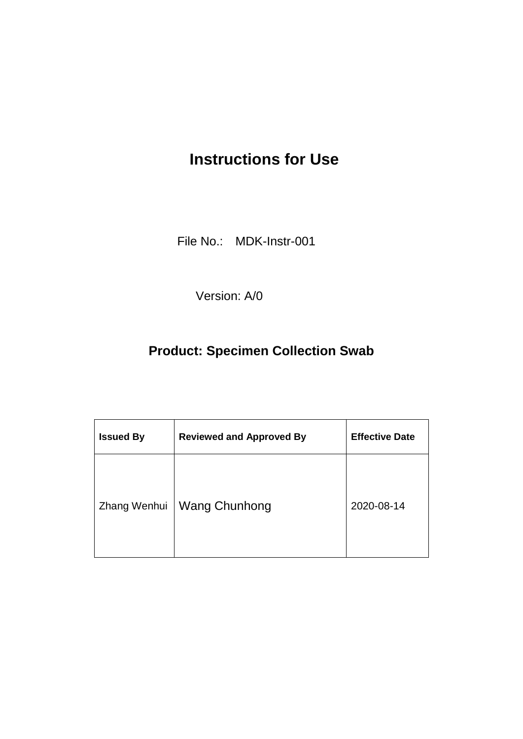# Instructions for Use

File No.: MDK-Instr-001

Version: A/0

## Product: Specimen Collection Swab

| Issued By | Reviewed and Approved By | Effective Date |
| --- | --- | --- |
| Zhang Wenhui | Wang Chunhong | 2020-08-14 |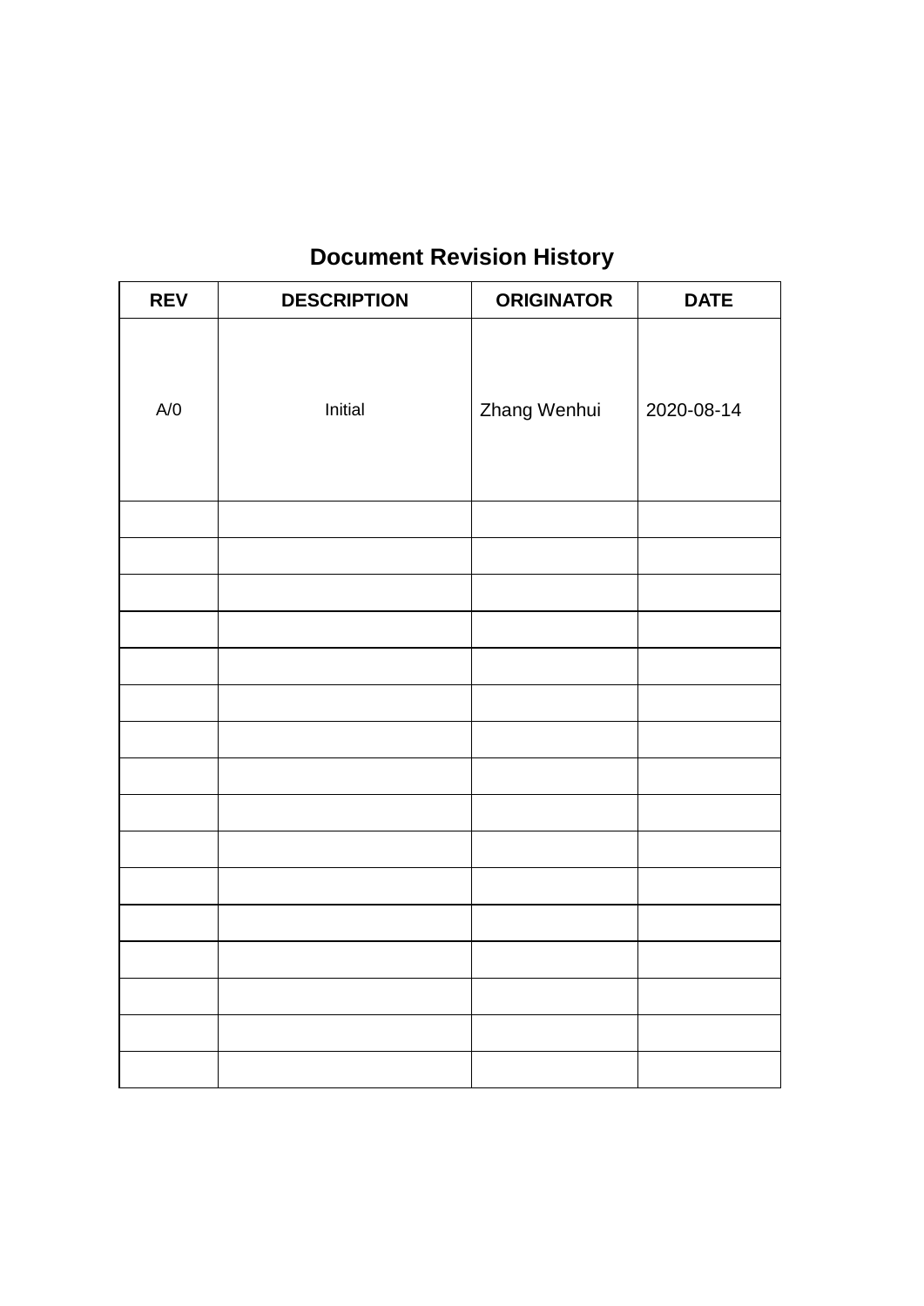# Document Revision History

| REV | DESCRIPTION | ORIGINATOR | DATE |
| --- | --- | --- | --- |
| A/0 | Initial | Zhang Wenhui | 2020-08-14 |
| | | | |
| | | | |
| | | | |
| | | | |
| | | | |
| | | | |
| | | | |
| | | | |
| | | | |
| | | | |
| | | | |
| | | | |
| | | | |
| | | | |
| | | | |
| | | | |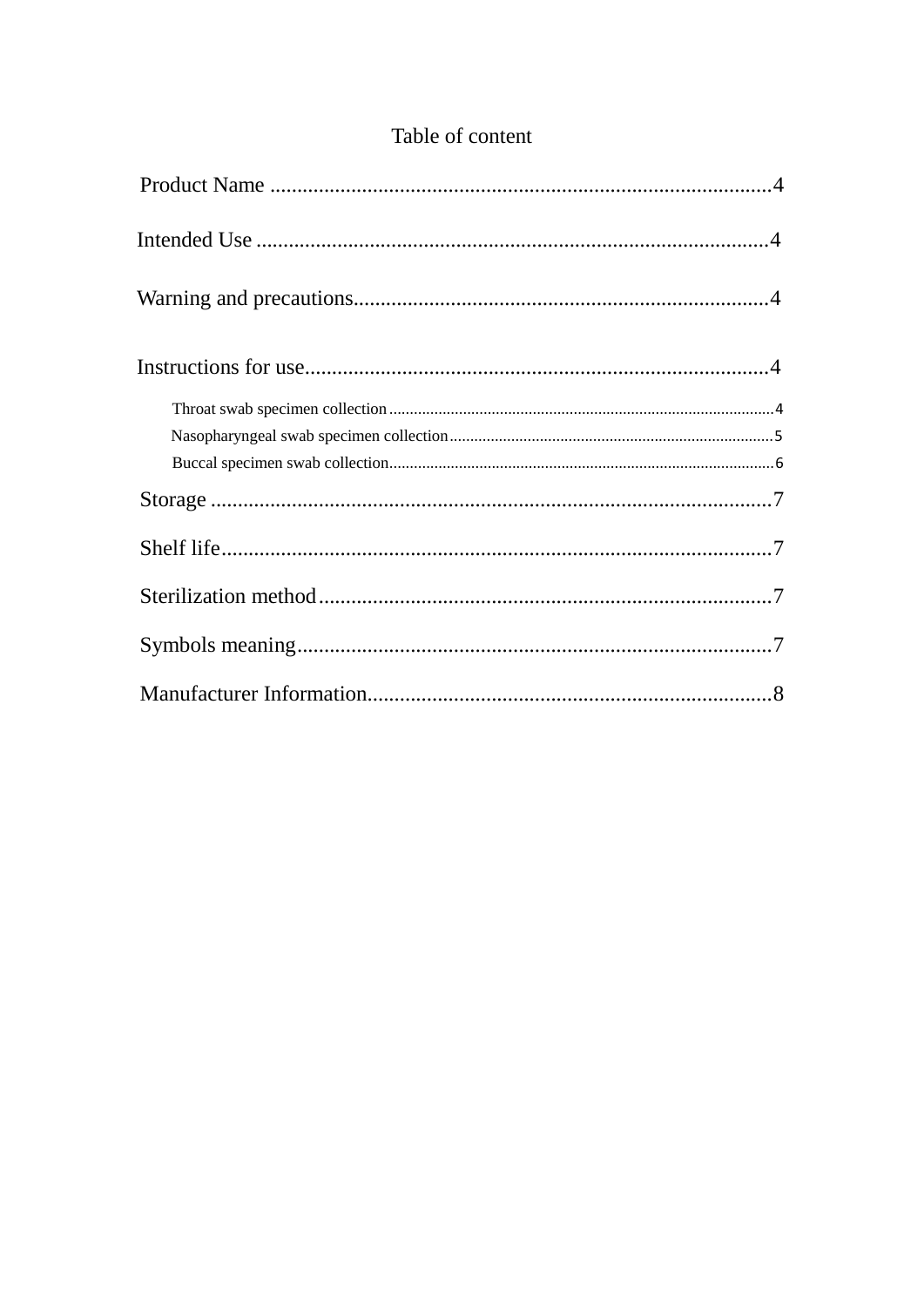# Table of content

Product Name ............................................................................................4

Intended Use ..............................................................................................4

Warning and precautions............................................................................4

Instructions for use.....................................................................................4

- Throat swab specimen collection............................................................................................4
- Nasopharyngeal swab specimen collection..............................................................................5
- Buccal specimen swab collection.............................................................................................6

Storage .......................................................................................................7

Shelf life.....................................................................................................7

Sterilization method...................................................................................7

Symbols meaning.......................................................................................7

Manufacturer Information..........................................................................8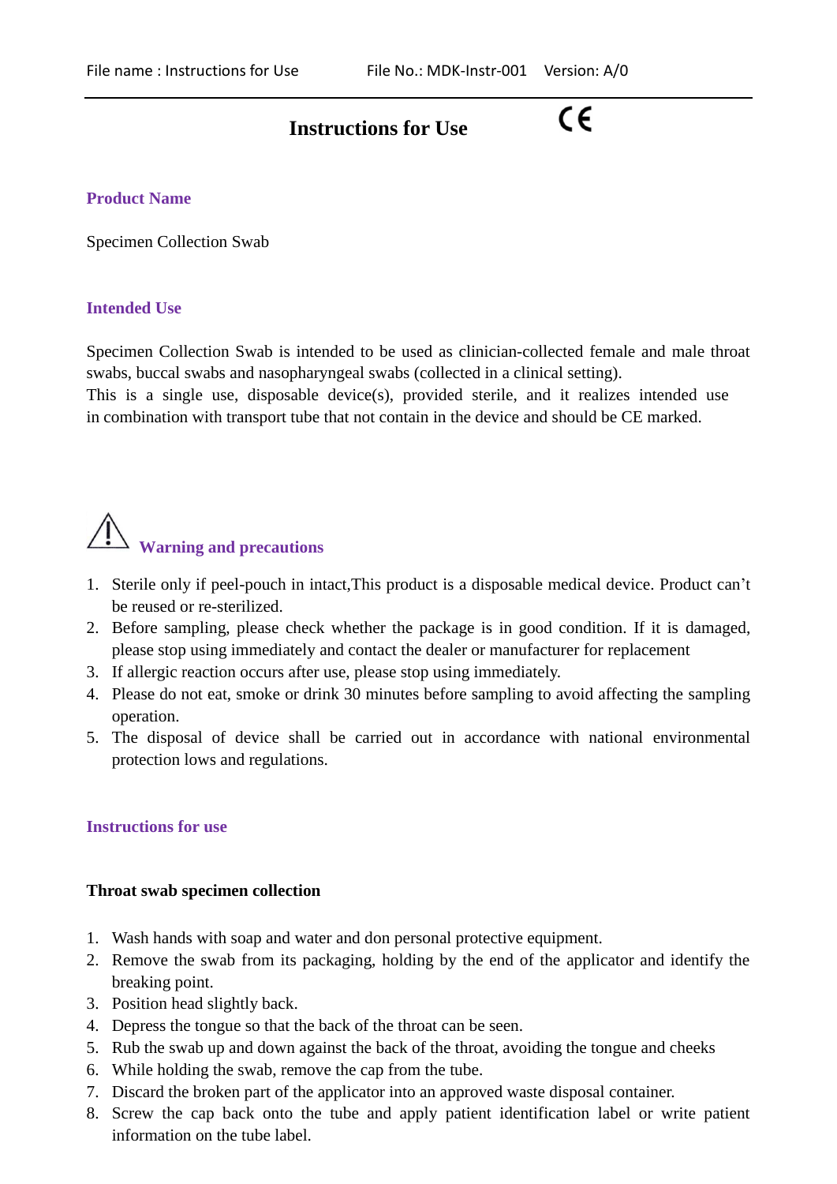# Instructions for Use

CE

## Product Name

Specimen Collection Swab

## Intended Use

Specimen Collection Swab is intended to be used as clinician-collected female and male throat swabs, buccal swabs and nasopharyngeal swabs (collected in a clinical setting).
This is a single use, disposable device(s), provided sterile, and it realizes intended use in combination with transport tube that not contain in the device and should be CE marked.

## ⚠ Warning and precautions

1. Sterile only if peel-pouch in intact,This product is a disposable medical device. Product can't be reused or re-sterilized.
2. Before sampling, please check whether the package is in good condition. If it is damaged, please stop using immediately and contact the dealer or manufacturer for replacement
3. If allergic reaction occurs after use, please stop using immediately.
4. Please do not eat, smoke or drink 30 minutes before sampling to avoid affecting the sampling operation.
5. The disposal of device shall be carried out in accordance with national environmental protection lows and regulations.

## Instructions for use

### Throat swab specimen collection

1. Wash hands with soap and water and don personal protective equipment.
2. Remove the swab from its packaging, holding by the end of the applicator and identify the breaking point.
3. Position head slightly back.
4. Depress the tongue so that the back of the throat can be seen.
5. Rub the swab up and down against the back of the throat, avoiding the tongue and cheeks
6. While holding the swab, remove the cap from the tube.
7. Discard the broken part of the applicator into an approved waste disposal container.
8. Screw the cap back onto the tube and apply patient identification label or write patient information on the tube label.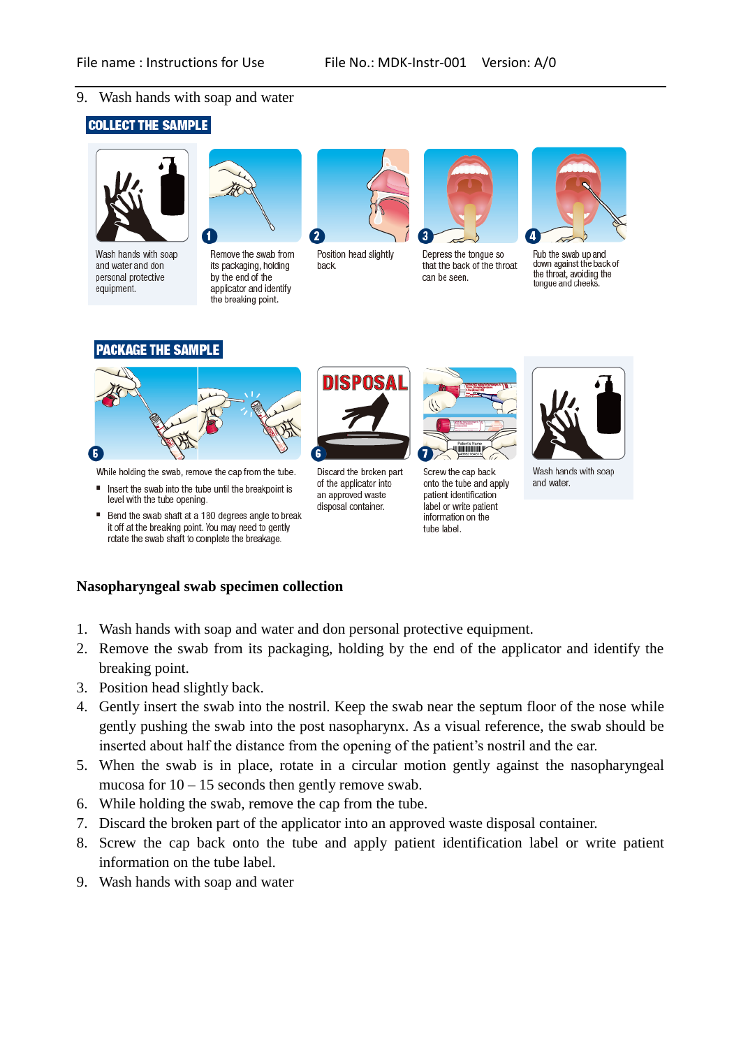9. Wash hands with soap and water

**COLLECT THE SAMPLE**

Wash hands with soap and water and don personal protective equipment.

1. Remove the swab from its packaging, holding by the end of the applicator and identify the breaking point.
2. Position head slightly back.
3. Depress the tongue so that the back of the throat can be seen.
4. Rub the swab up and down against the back of the throat, avoiding the tongue and cheeks.

**PACKAGE THE SAMPLE**

5. While holding the swab, remove the cap from the tube.
   - Insert the swab into the tube until the breakpoint is level with the tube opening.
   - Bend the swab shaft at a 180 degrees angle to break it off at the breaking point. You may need to gently rotate the swab shaft to complete the breakage.
6. Discard the broken part of the applicator into an approved waste disposal container.
7. Screw the cap back onto the tube and apply patient identification label or write patient information on the tube label.

Wash hands with soap and water.

**Nasopharyngeal swab specimen collection**

1. Wash hands with soap and water and don personal protective equipment.
2. Remove the swab from its packaging, holding by the end of the applicator and identify the breaking point.
3. Position head slightly back.
4. Gently insert the swab into the nostril. Keep the swab near the septum floor of the nose while gently pushing the swab into the post nasopharynx. As a visual reference, the swab should be inserted about half the distance from the opening of the patient's nostril and the ear.
5. When the swab is in place, rotate in a circular motion gently against the nasopharyngeal mucosa for 10 – 15 seconds then gently remove swab.
6. While holding the swab, remove the cap from the tube.
7. Discard the broken part of the applicator into an approved waste disposal container.
8. Screw the cap back onto the tube and apply patient identification label or write patient information on the tube label.
9. Wash hands with soap and water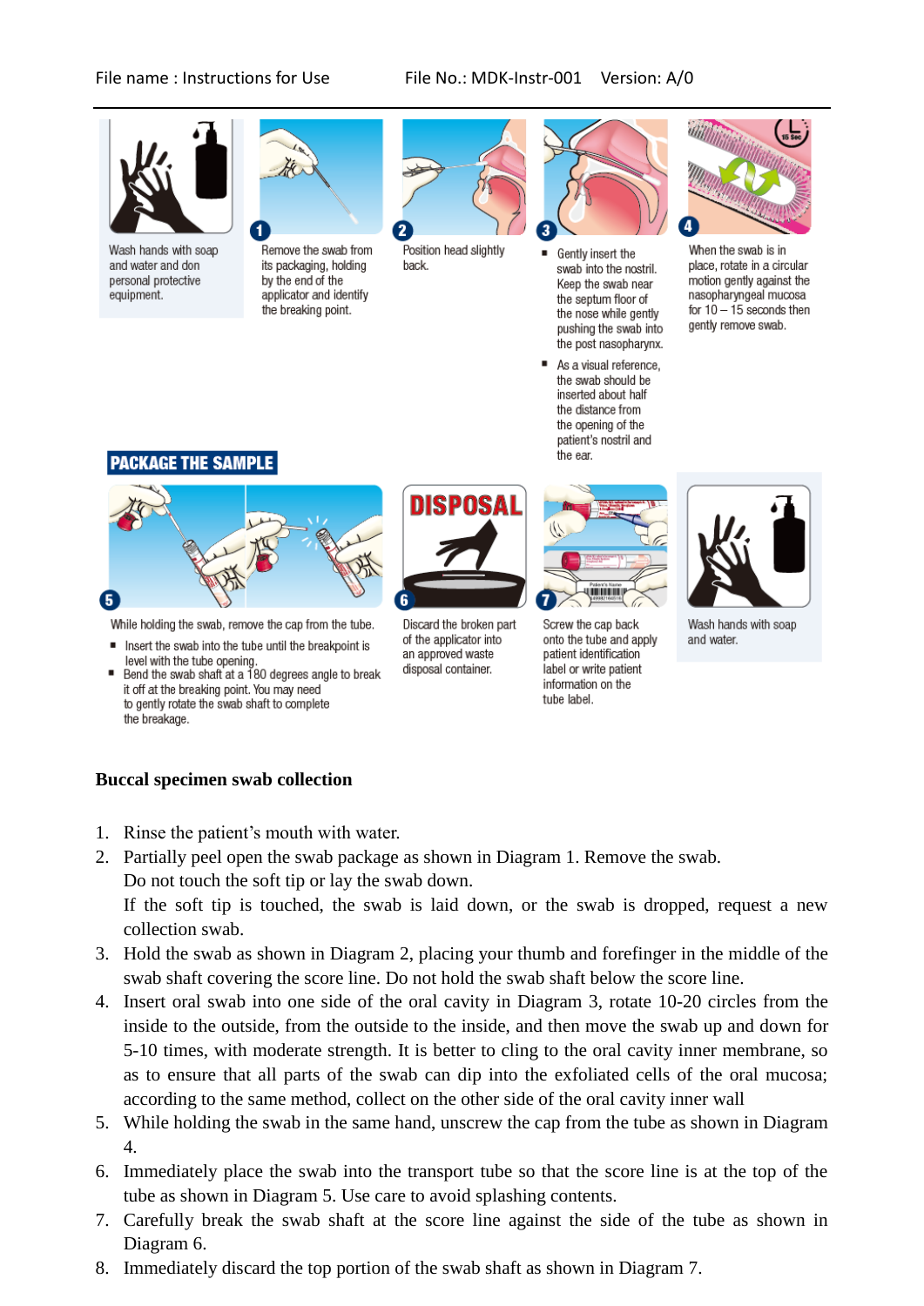Wash hands with soap and water and don personal protective equipment.

1. Remove the swab from its packaging, holding by the end of the applicator and identify the breaking point.

2. Position head slightly back.

3. 
   - Gently insert the swab into the nostril. Keep the swab near the septum floor of the nose while gently pushing the swab into the post nasopharynx.
   - As a visual reference, the swab should be inserted about half the distance from the opening of the patient's nostril and the ear.

4. When the swab is in place, rotate in a circular motion gently against the nasopharyngeal mucosa for 10 – 15 seconds then gently remove swab.

**PACKAGE THE SAMPLE**

5. While holding the swab, remove the cap from the tube.
   - Insert the swab into the tube until the breakpoint is level with the tube opening.
   - Bend the swab shaft at a 180 degrees angle to break it off at the breaking point. You may need to gently rotate the swab shaft to complete the breakage.

6. DISPOSAL — Discard the broken part of the applicator into an approved waste disposal container.

7. Screw the cap back onto the tube and apply patient identification label or write patient information on the tube label.

Wash hands with soap and water.

**Buccal specimen swab collection**

1. Rinse the patient's mouth with water.
2. Partially peel open the swab package as shown in Diagram 1. Remove the swab.
   Do not touch the soft tip or lay the swab down.
   If the soft tip is touched, the swab is laid down, or the swab is dropped, request a new collection swab.
3. Hold the swab as shown in Diagram 2, placing your thumb and forefinger in the middle of the swab shaft covering the score line. Do not hold the swab shaft below the score line.
4. Insert oral swab into one side of the oral cavity in Diagram 3, rotate 10-20 circles from the inside to the outside, from the outside to the inside, and then move the swab up and down for 5-10 times, with moderate strength. It is better to cling to the oral cavity inner membrane, so as to ensure that all parts of the swab can dip into the exfoliated cells of the oral mucosa; according to the same method, collect on the other side of the oral cavity inner wall
5. While holding the swab in the same hand, unscrew the cap from the tube as shown in Diagram 4.
6. Immediately place the swab into the transport tube so that the score line is at the top of the tube as shown in Diagram 5. Use care to avoid splashing contents.
7. Carefully break the swab shaft at the score line against the side of the tube as shown in Diagram 6.
8. Immediately discard the top portion of the swab shaft as shown in Diagram 7.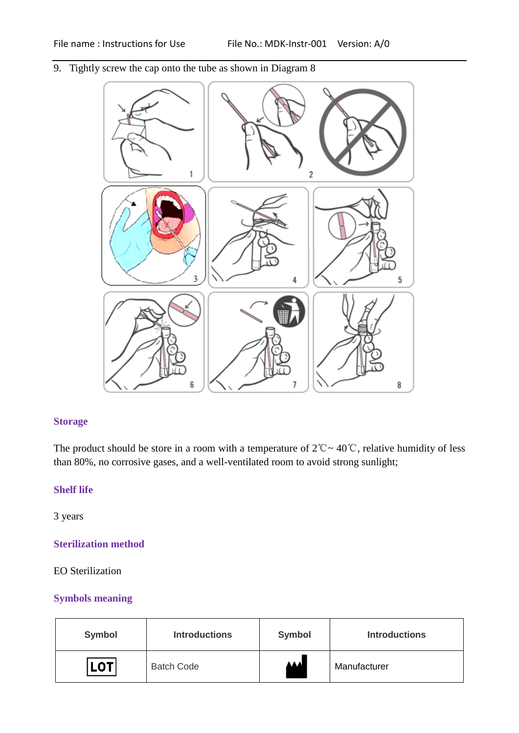9. Tightly screw the cap onto the tube as shown in Diagram 8

## Storage

The product should be store in a room with a temperature of 2℃~ 40℃, relative humidity of less than 80%, no corrosive gases, and a well-ventilated room to avoid strong sunlight;

## Shelf life

3 years

## Sterilization method

EO Sterilization

## Symbols meaning

| Symbol | Introductions | Symbol | Introductions |
|---|---|---|---|
| LOT | Batch Code | | Manufacturer |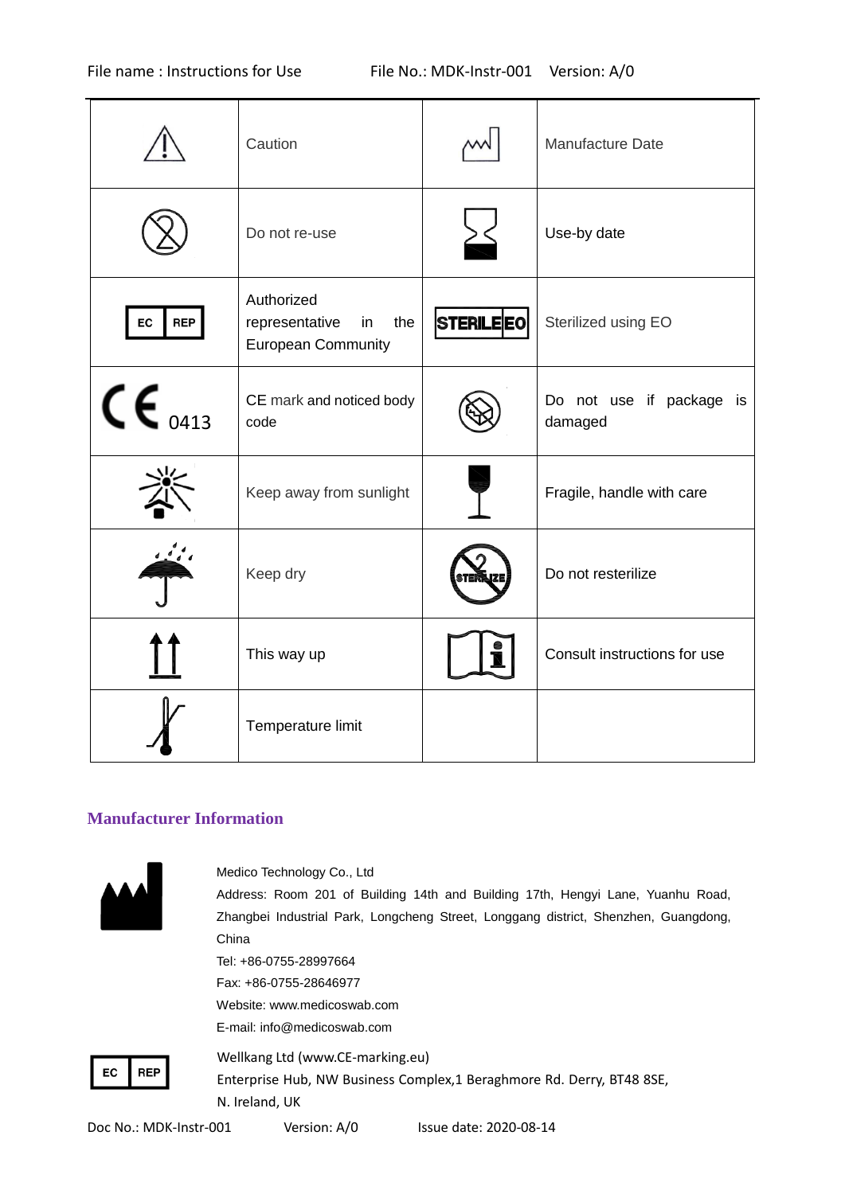| | | | |
|---|---|---|---|
| | Caution | | Manufacture Date |
| | Do not re-use | | Use-by date |
| EC REP | Authorized representative in the European Community | STERILE EO | Sterilized using EO |
| CE 0413 | CE mark and noticed body code | | Do not use if package is damaged |
| | Keep away from sunlight | | Fragile, handle with care |
| | Keep dry | STERILIZE | Do not resterilize |
| | This way up | | Consult instructions for use |
| | Temperature limit | | |

## Manufacturer Information

Medico Technology Co., Ltd
Address: Room 201 of Building 14th and Building 17th, Hengyi Lane, Yuanhu Road, Zhangbei Industrial Park, Longcheng Street, Longgang district, Shenzhen, Guangdong, China
Tel: +86-0755-28997664
Fax: +86-0755-28646977
Website: www.medicoswab.com
E-mail: info@medicoswab.com

EC REP

Wellkang Ltd (www.CE-marking.eu)
Enterprise Hub, NW Business Complex,1 Beraghmore Rd. Derry, BT48 8SE, N. Ireland, UK